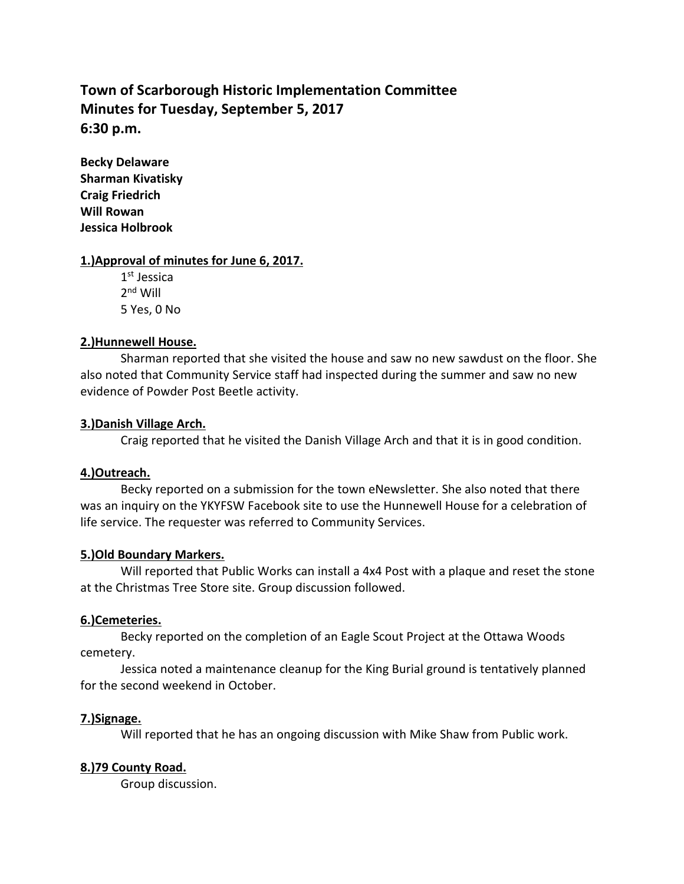# Town of Scarborough Historic Implementation Committee
## Minutes for Tuesday, September 5, 2017
## 6:30 p.m.

**Becky Delaware**
**Sharman Kivatisky**
**Craig Friedrich**
**Will Rowan**
**Jessica Holbrook**

**1.)Approval of minutes for June 6, 2017.**

1st Jessica
2nd Will
5 Yes, 0 No

**2.)Hunnewell House.**

Sharman reported that she visited the house and saw no new sawdust on the floor. She also noted that Community Service staff had inspected during the summer and saw no new evidence of Powder Post Beetle activity.

**3.)Danish Village Arch.**

Craig reported that he visited the Danish Village Arch and that it is in good condition.

**4.)Outreach.**

Becky reported on a submission for the town eNewsletter. She also noted that there was an inquiry on the YKYFSW Facebook site to use the Hunnewell House for a celebration of life service. The requester was referred to Community Services.

**5.)Old Boundary Markers.**

Will reported that Public Works can install a 4x4 Post with a plaque and reset the stone at the Christmas Tree Store site. Group discussion followed.

**6.)Cemeteries.**

Becky reported on the completion of an Eagle Scout Project at the Ottawa Woods cemetery.

Jessica noted a maintenance cleanup for the King Burial ground is tentatively planned for the second weekend in October.

**7.)Signage.**

Will reported that he has an ongoing discussion with Mike Shaw from Public work.

**8.)79 County Road.**

Group discussion.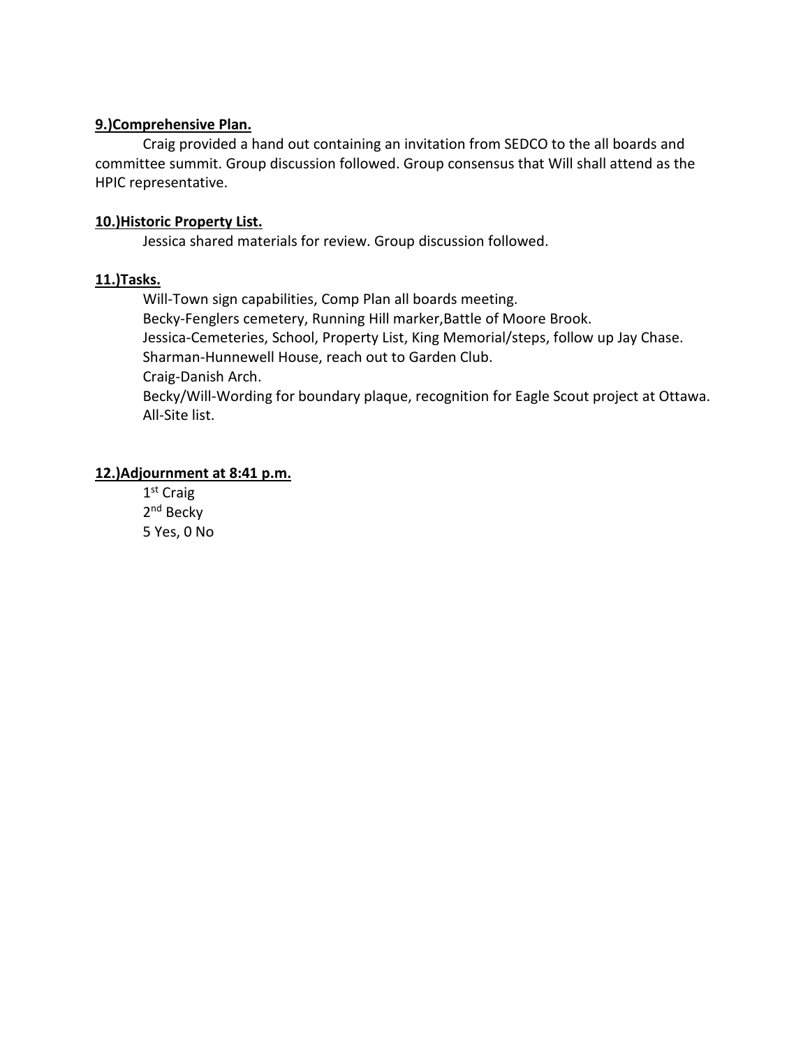**9.)Comprehensive Plan.**

Craig provided a hand out containing an invitation from SEDCO to the all boards and committee summit. Group discussion followed. Group consensus that Will shall attend as the HPIC representative.

**10.)Historic Property List.**

Jessica shared materials for review. Group discussion followed.

**11.)Tasks.**

Will-Town sign capabilities, Comp Plan all boards meeting.
Becky-Fenglers cemetery, Running Hill marker,Battle of Moore Brook.
Jessica-Cemeteries, School, Property List, King Memorial/steps, follow up Jay Chase.
Sharman-Hunnewell House, reach out to Garden Club.
Craig-Danish Arch.
Becky/Will-Wording for boundary plaque, recognition for Eagle Scout project at Ottawa.
All-Site list.

**12.)Adjournment at 8:41 p.m.**

1st Craig
2nd Becky
5 Yes, 0 No